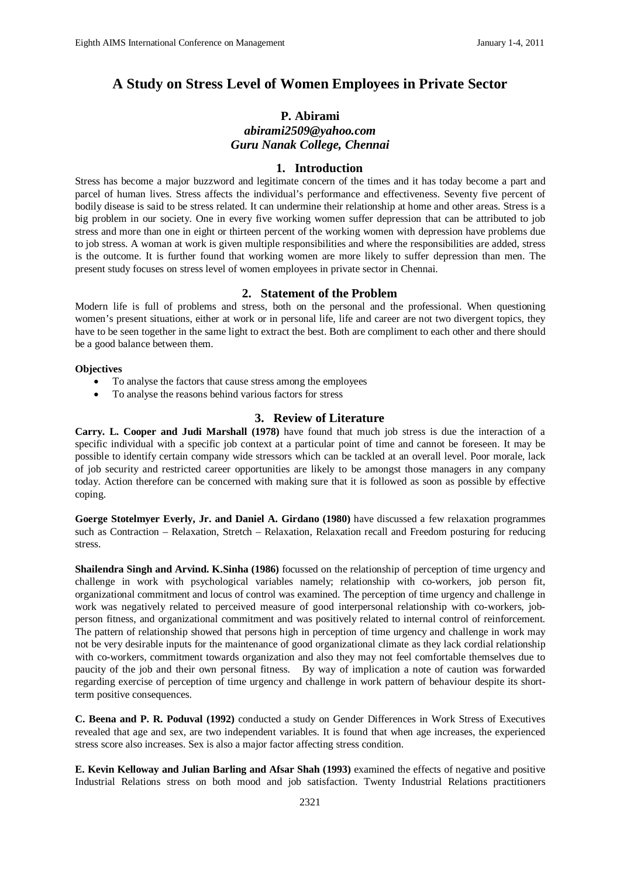# A Study on Stress Level of Women Employees in Private Sector

**P. Abirami**
*abirami2509@yahoo.com*
*Guru Nanak College, Chennai*

## 1. Introduction

Stress has become a major buzzword and legitimate concern of the times and it has today become a part and parcel of human lives. Stress affects the individual's performance and effectiveness. Seventy five percent of bodily disease is said to be stress related. It can undermine their relationship at home and other areas. Stress is a big problem in our society. One in every five working women suffer depression that can be attributed to job stress and more than one in eight or thirteen percent of the working women with depression have problems due to job stress. A woman at work is given multiple responsibilities and where the responsibilities are added, stress is the outcome. It is further found that working women are more likely to suffer depression than men. The present study focuses on stress level of women employees in private sector in Chennai.

## 2. Statement of the Problem

Modern life is full of problems and stress, both on the personal and the professional. When questioning women's present situations, either at work or in personal life, life and career are not two divergent topics, they have to be seen together in the same light to extract the best. Both are compliment to each other and there should be a good balance between them.

**Objectives**

- To analyse the factors that cause stress among the employees
- To analyse the reasons behind various factors for stress

## 3. Review of Literature

**Carry. L. Cooper and Judi Marshall (1978)** have found that much job stress is due the interaction of a specific individual with a specific job context at a particular point of time and cannot be foreseen. It may be possible to identify certain company wide stressors which can be tackled at an overall level. Poor morale, lack of job security and restricted career opportunities are likely to be amongst those managers in any company today. Action therefore can be concerned with making sure that it is followed as soon as possible by effective coping.

**Goerge Stotelmyer Everly, Jr. and Daniel A. Girdano (1980)** have discussed a few relaxation programmes such as Contraction – Relaxation, Stretch – Relaxation, Relaxation recall and Freedom posturing for reducing stress.

**Shailendra Singh and Arvind. K.Sinha (1986)** focussed on the relationship of perception of time urgency and challenge in work with psychological variables namely; relationship with co-workers, job person fit, organizational commitment and locus of control was examined. The perception of time urgency and challenge in work was negatively related to perceived measure of good interpersonal relationship with co-workers, job-person fitness, and organizational commitment and was positively related to internal control of reinforcement. The pattern of relationship showed that persons high in perception of time urgency and challenge in work may not be very desirable inputs for the maintenance of good organizational climate as they lack cordial relationship with co-workers, commitment towards organization and also they may not feel comfortable themselves due to paucity of the job and their own personal fitness. By way of implication a note of caution was forwarded regarding exercise of perception of time urgency and challenge in work pattern of behaviour despite its short-term positive consequences.

**C. Beena and P. R. Poduval (1992)** conducted a study on Gender Differences in Work Stress of Executives revealed that age and sex, are two independent variables. It is found that when age increases, the experienced stress score also increases. Sex is also a major factor affecting stress condition.

**E. Kevin Kelloway and Julian Barling and Afsar Shah (1993)** examined the effects of negative and positive Industrial Relations stress on both mood and job satisfaction. Twenty Industrial Relations practitioners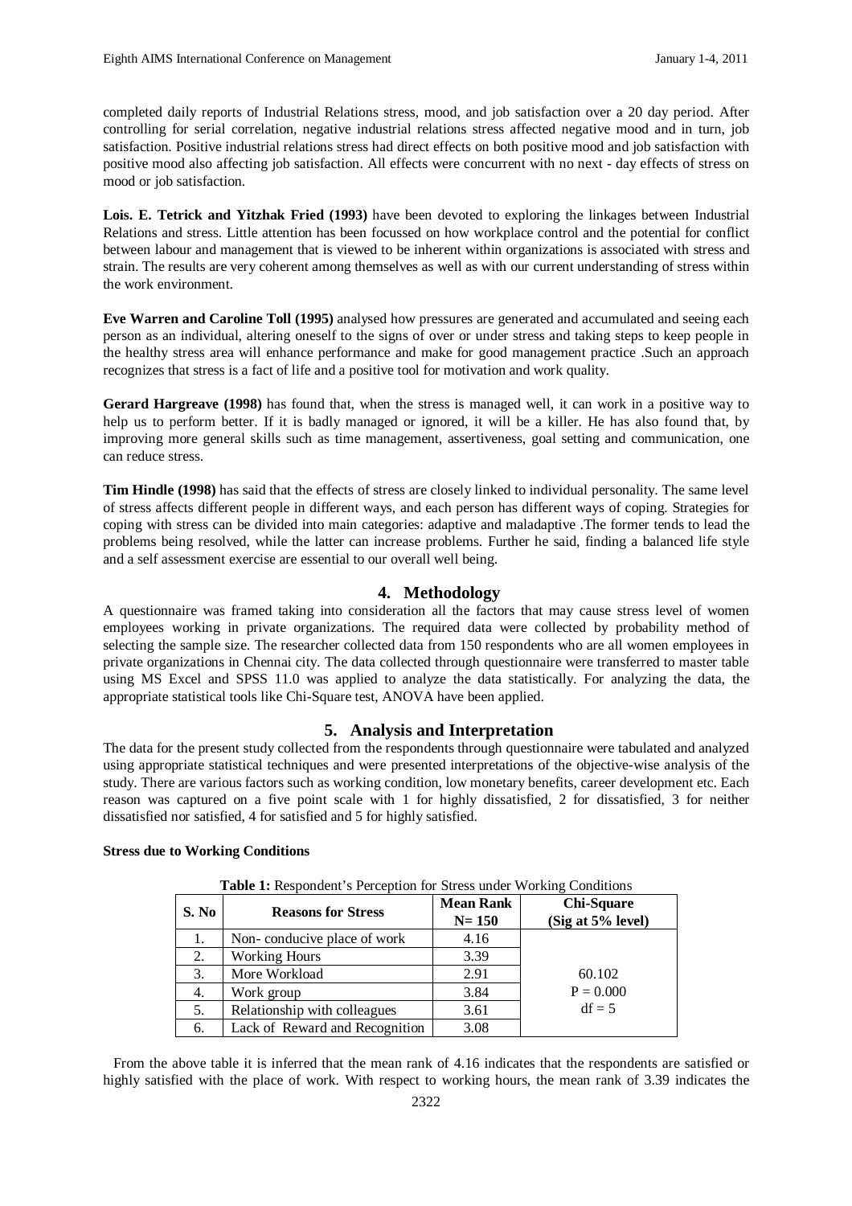completed daily reports of Industrial Relations stress, mood, and job satisfaction over a 20 day period. After controlling for serial correlation, negative industrial relations stress affected negative mood and in turn, job satisfaction. Positive industrial relations stress had direct effects on both positive mood and job satisfaction with positive mood also affecting job satisfaction. All effects were concurrent with no next - day effects of stress on mood or job satisfaction.

**Lois. E. Tetrick and Yitzhak Fried (1993)** have been devoted to exploring the linkages between Industrial Relations and stress. Little attention has been focussed on how workplace control and the potential for conflict between labour and management that is viewed to be inherent within organizations is associated with stress and strain. The results are very coherent among themselves as well as with our current understanding of stress within the work environment.

**Eve Warren and Caroline Toll (1995)** analysed how pressures are generated and accumulated and seeing each person as an individual, altering oneself to the signs of over or under stress and taking steps to keep people in the healthy stress area will enhance performance and make for good management practice .Such an approach recognizes that stress is a fact of life and a positive tool for motivation and work quality.

**Gerard Hargreave (1998)** has found that, when the stress is managed well, it can work in a positive way to help us to perform better. If it is badly managed or ignored, it will be a killer. He has also found that, by improving more general skills such as time management, assertiveness, goal setting and communication, one can reduce stress.

**Tim Hindle (1998)** has said that the effects of stress are closely linked to individual personality. The same level of stress affects different people in different ways, and each person has different ways of coping. Strategies for coping with stress can be divided into main categories: adaptive and maladaptive .The former tends to lead the problems being resolved, while the latter can increase problems. Further he said, finding a balanced life style and a self assessment exercise are essential to our overall well being.

## 4. Methodology

A questionnaire was framed taking into consideration all the factors that may cause stress level of women employees working in private organizations. The required data were collected by probability method of selecting the sample size. The researcher collected data from 150 respondents who are all women employees in private organizations in Chennai city. The data collected through questionnaire were transferred to master table using MS Excel and SPSS 11.0 was applied to analyze the data statistically. For analyzing the data, the appropriate statistical tools like Chi-Square test, ANOVA have been applied.

## 5. Analysis and Interpretation

The data for the present study collected from the respondents through questionnaire were tabulated and analyzed using appropriate statistical techniques and were presented interpretations of the objective-wise analysis of the study. There are various factors such as working condition, low monetary benefits, career development etc. Each reason was captured on a five point scale with 1 for highly dissatisfied, 2 for dissatisfied, 3 for neither dissatisfied nor satisfied, 4 for satisfied and 5 for highly satisfied.

**Stress due to Working Conditions**

**Table 1:** Respondent's Perception for Stress under Working Conditions

| S. No | Reasons for Stress | Mean Rank N= 150 | Chi-Square (Sig at 5% level) |
|---|---|---|---|
| 1. | Non- conducive place of work | 4.16 | 60.102 P = 0.000 df = 5 |
| 2. | Working Hours | 3.39 | |
| 3. | More Workload | 2.91 | |
| 4. | Work group | 3.84 | |
| 5. | Relationship with colleagues | 3.61 | |
| 6. | Lack of Reward and Recognition | 3.08 | |

From the above table it is inferred that the mean rank of 4.16 indicates that the respondents are satisfied or highly satisfied with the place of work. With respect to working hours, the mean rank of 3.39 indicates the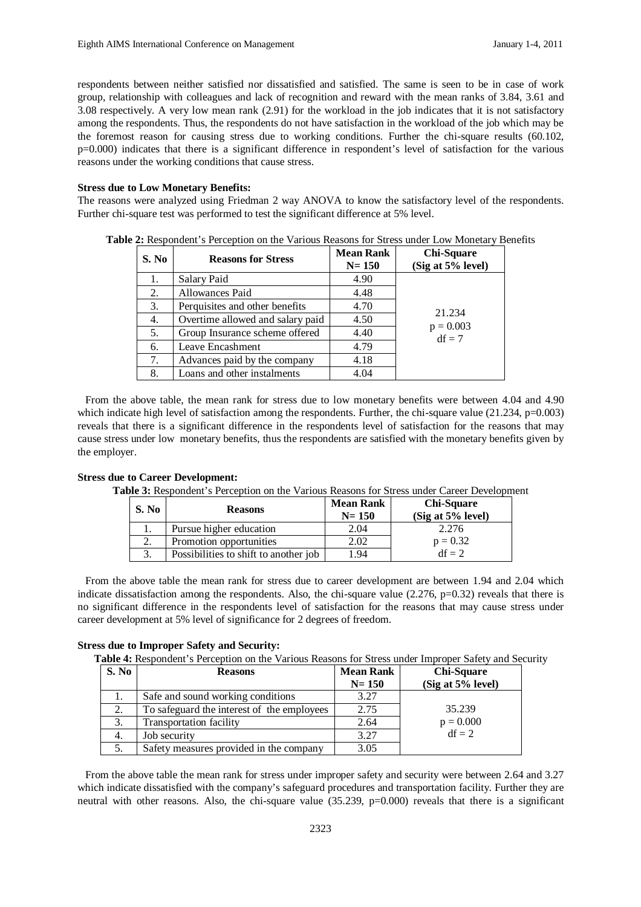respondents between neither satisfied nor dissatisfied and satisfied. The same is seen to be in case of work group, relationship with colleagues and lack of recognition and reward with the mean ranks of 3.84, 3.61 and 3.08 respectively. A very low mean rank (2.91) for the workload in the job indicates that it is not satisfactory among the respondents. Thus, the respondents do not have satisfaction in the workload of the job which may be the foremost reason for causing stress due to working conditions. Further the chi-square results (60.102, p=0.000) indicates that there is a significant difference in respondent's level of satisfaction for the various reasons under the working conditions that cause stress.

**Stress due to Low Monetary Benefits:**

The reasons were analyzed using Friedman 2 way ANOVA to know the satisfactory level of the respondents. Further chi-square test was performed to test the significant difference at 5% level.

**Table 2:** Respondent's Perception on the Various Reasons for Stress under Low Monetary Benefits

| S. No | Reasons for Stress | Mean Rank N= 150 | Chi-Square (Sig at 5% level) |
|---|---|---|---|
| 1. | Salary Paid | 4.90 | 21.234 p = 0.003 df = 7 |
| 2. | Allowances Paid | 4.48 | |
| 3. | Perquisites and other benefits | 4.70 | |
| 4. | Overtime allowed and salary paid | 4.50 | |
| 5. | Group Insurance scheme offered | 4.40 | |
| 6. | Leave Encashment | 4.79 | |
| 7. | Advances paid by the company | 4.18 | |
| 8. | Loans and other instalments | 4.04 | |

From the above table, the mean rank for stress due to low monetary benefits were between 4.04 and 4.90 which indicate high level of satisfaction among the respondents. Further, the chi-square value (21.234, p=0.003) reveals that there is a significant difference in the respondents level of satisfaction for the reasons that may cause stress under low monetary benefits, thus the respondents are satisfied with the monetary benefits given by the employer.

**Stress due to Career Development:**

**Table 3:** Respondent's Perception on the Various Reasons for Stress under Career Development

| S. No | Reasons | Mean Rank N= 150 | Chi-Square (Sig at 5% level) |
|---|---|---|---|
| 1. | Pursue higher education | 2.04 | 2.276 p = 0.32 df = 2 |
| 2. | Promotion opportunities | 2.02 | |
| 3. | Possibilities to shift to another job | 1.94 | |

From the above table the mean rank for stress due to career development are between 1.94 and 2.04 which indicate dissatisfaction among the respondents. Also, the chi-square value (2.276, p=0.32) reveals that there is no significant difference in the respondents level of satisfaction for the reasons that may cause stress under career development at 5% level of significance for 2 degrees of freedom.

**Stress due to Improper Safety and Security:**

**Table 4:** Respondent's Perception on the Various Reasons for Stress under Improper Safety and Security

| S. No | Reasons | Mean Rank N= 150 | Chi-Square (Sig at 5% level) |
|---|---|---|---|
| 1. | Safe and sound working conditions | 3.27 | 35.239 p = 0.000 df = 2 |
| 2. | To safeguard the interest of the employees | 2.75 | |
| 3. | Transportation facility | 2.64 | |
| 4. | Job security | 3.27 | |
| 5. | Safety measures provided in the company | 3.05 | |

From the above table the mean rank for stress under improper safety and security were between 2.64 and 3.27 which indicate dissatisfied with the company's safeguard procedures and transportation facility. Further they are neutral with other reasons. Also, the chi-square value (35.239, p=0.000) reveals that there is a significant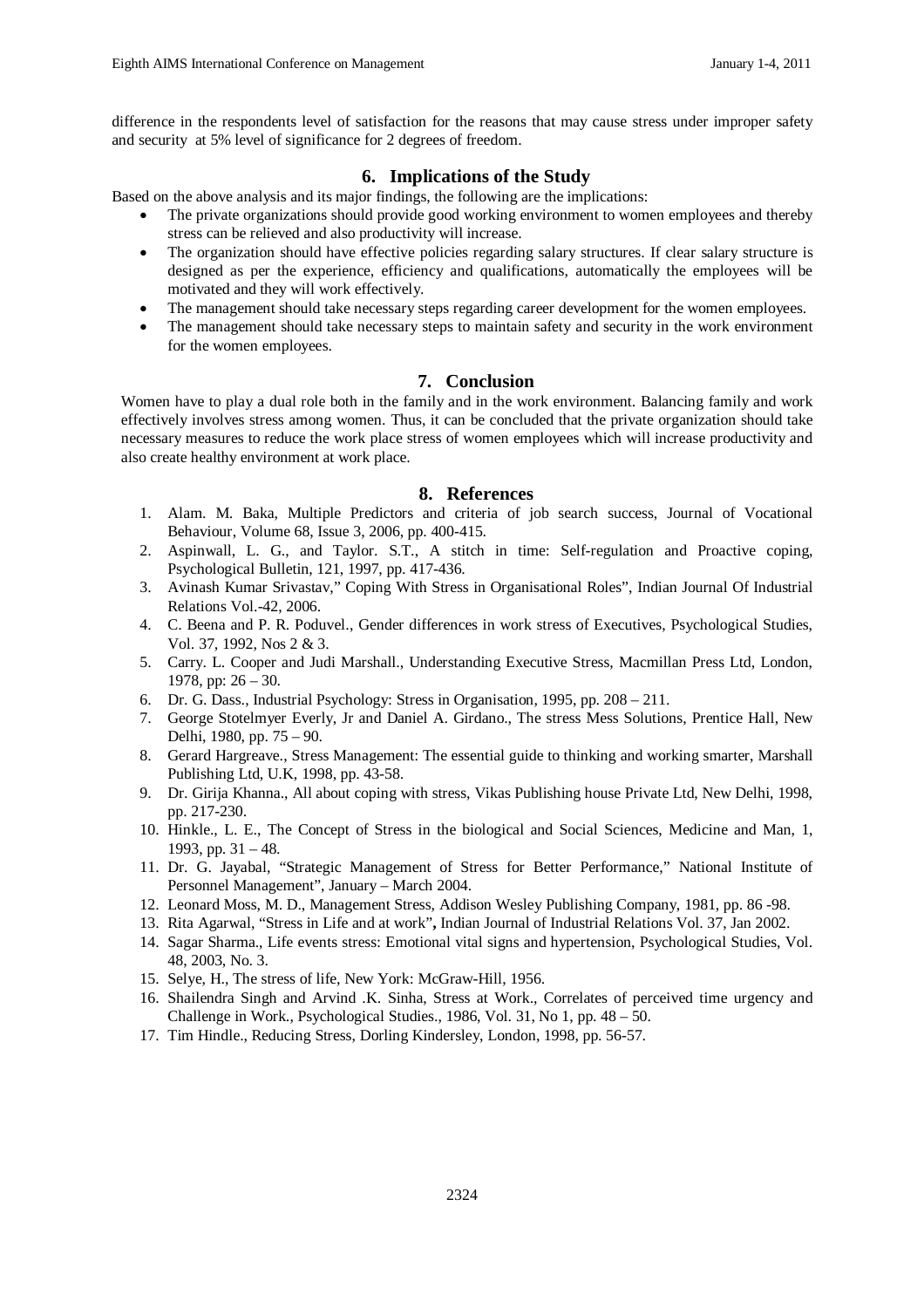difference in the respondents level of satisfaction for the reasons that may cause stress under improper safety and security at 5% level of significance for 2 degrees of freedom.

## 6. Implications of the Study

Based on the above analysis and its major findings, the following are the implications:

- The private organizations should provide good working environment to women employees and thereby stress can be relieved and also productivity will increase.
- The organization should have effective policies regarding salary structures. If clear salary structure is designed as per the experience, efficiency and qualifications, automatically the employees will be motivated and they will work effectively.
- The management should take necessary steps regarding career development for the women employees.
- The management should take necessary steps to maintain safety and security in the work environment for the women employees.

## 7. Conclusion

Women have to play a dual role both in the family and in the work environment. Balancing family and work effectively involves stress among women. Thus, it can be concluded that the private organization should take necessary measures to reduce the work place stress of women employees which will increase productivity and also create healthy environment at work place.

## 8. References

1. Alam. M. Baka, Multiple Predictors and criteria of job search success, Journal of Vocational Behaviour, Volume 68, Issue 3, 2006, pp. 400-415.
2. Aspinwall, L. G., and Taylor. S.T., A stitch in time: Self-regulation and Proactive coping, Psychological Bulletin, 121, 1997, pp. 417-436.
3. Avinash Kumar Srivastav," Coping With Stress in Organisational Roles", Indian Journal Of Industrial Relations Vol.-42, 2006.
4. C. Beena and P. R. Poduvel., Gender differences in work stress of Executives, Psychological Studies, Vol. 37, 1992, Nos 2 & 3.
5. Carry. L. Cooper and Judi Marshall., Understanding Executive Stress, Macmillan Press Ltd, London, 1978, pp: 26 – 30.
6. Dr. G. Dass., Industrial Psychology: Stress in Organisation, 1995, pp. 208 – 211.
7. George Stotelmyer Everly, Jr and Daniel A. Girdano., The stress Mess Solutions, Prentice Hall, New Delhi, 1980, pp. 75 – 90.
8. Gerard Hargreave., Stress Management: The essential guide to thinking and working smarter, Marshall Publishing Ltd, U.K, 1998, pp. 43-58.
9. Dr. Girija Khanna., All about coping with stress, Vikas Publishing house Private Ltd, New Delhi, 1998, pp. 217-230.
10. Hinkle., L. E., The Concept of Stress in the biological and Social Sciences, Medicine and Man, 1, 1993, pp. 31 – 48.
11. Dr. G. Jayabal, "Strategic Management of Stress for Better Performance," National Institute of Personnel Management", January – March 2004.
12. Leonard Moss, M. D., Management Stress, Addison Wesley Publishing Company, 1981, pp. 86 -98.
13. Rita Agarwal, "Stress in Life and at work"**,** Indian Journal of Industrial Relations Vol. 37, Jan 2002.
14. Sagar Sharma., Life events stress: Emotional vital signs and hypertension, Psychological Studies, Vol. 48, 2003, No. 3.
15. Selye, H., The stress of life, New York: McGraw-Hill, 1956.
16. Shailendra Singh and Arvind .K. Sinha, Stress at Work., Correlates of perceived time urgency and Challenge in Work., Psychological Studies., 1986, Vol. 31, No 1, pp. 48 – 50.
17. Tim Hindle., Reducing Stress, Dorling Kindersley, London, 1998, pp. 56-57.